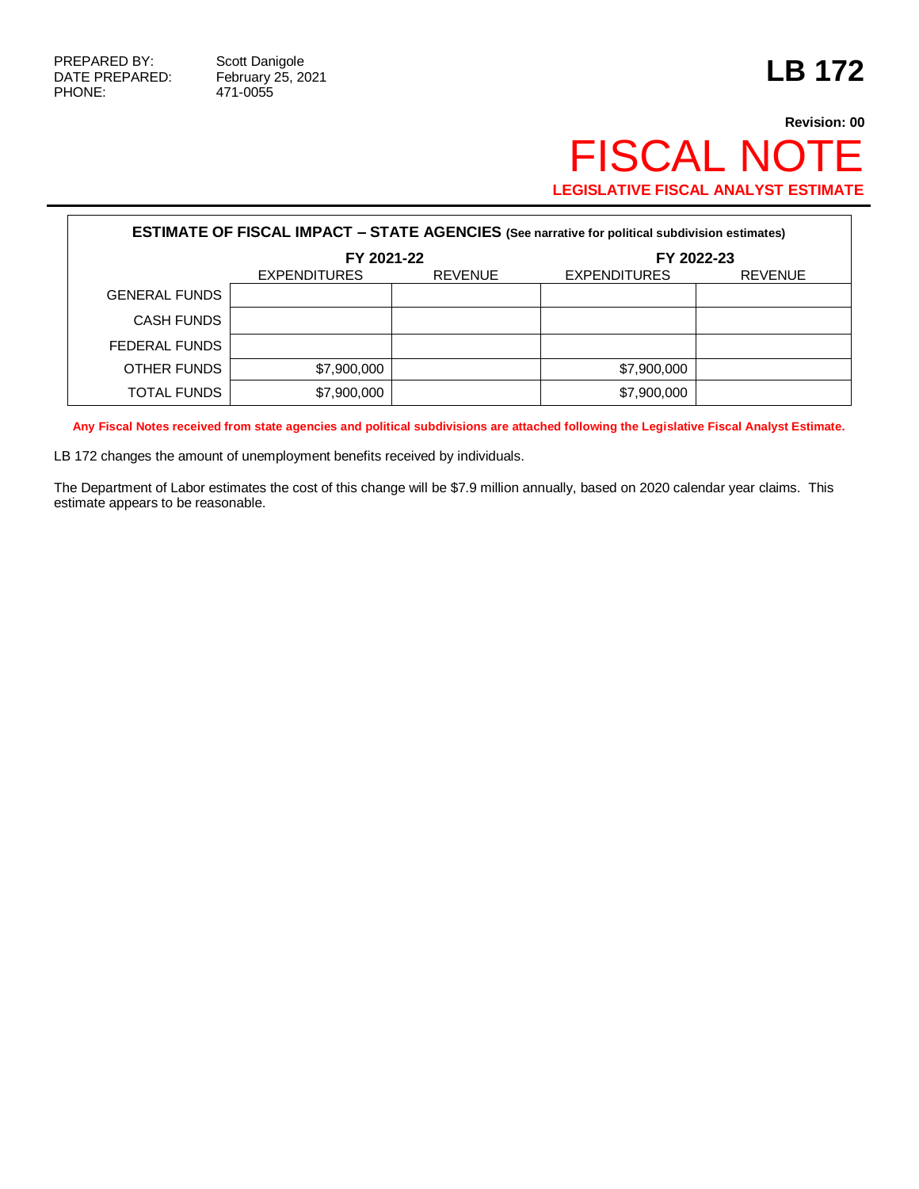PREPARED BY: Scott Danigole
DATE PREPARED: February 25, 2021
PHONE: 471-0055

# LB 172

**Revision: 00**

# FISCAL NOTE

**LEGISLATIVE FISCAL ANALYST ESTIMATE**

**ESTIMATE OF FISCAL IMPACT – STATE AGENCIES (See narrative for political subdivision estimates)**

| | FY 2021-22 | | FY 2022-23 | |
|---|---|---|---|---|
| | EXPENDITURES | REVENUE | EXPENDITURES | REVENUE |
| GENERAL FUNDS | | | | |
| CASH FUNDS | | | | |
| FEDERAL FUNDS | | | | |
| OTHER FUNDS | $7,900,000 | | $7,900,000 | |
| TOTAL FUNDS | $7,900,000 | | $7,900,000 | |

**Any Fiscal Notes received from state agencies and political subdivisions are attached following the Legislative Fiscal Analyst Estimate.**

LB 172 changes the amount of unemployment benefits received by individuals.

The Department of Labor estimates the cost of this change will be $7.9 million annually, based on 2020 calendar year claims. This estimate appears to be reasonable.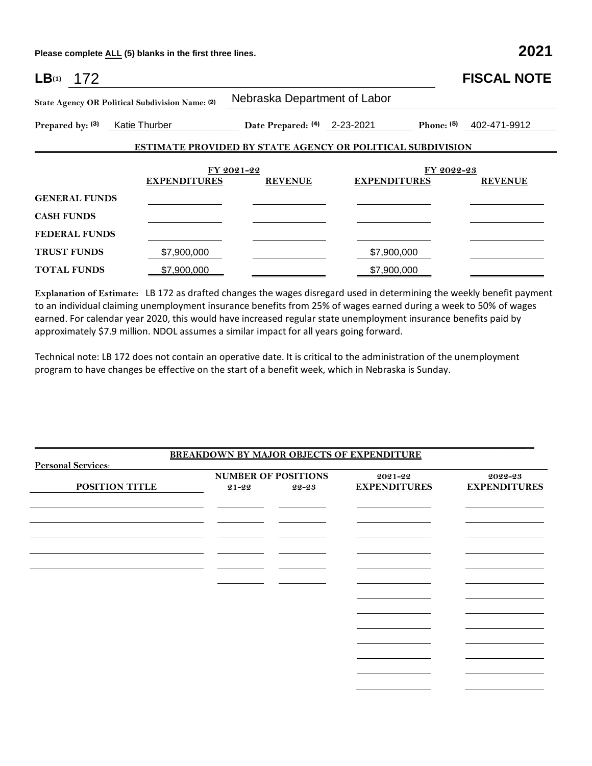Please complete ALL (5) blanks in the first three lines.

**2021**

**LB(1)** 172

**FISCAL NOTE**

**State Agency OR Political Subdivision Name: (2)** Nebraska Department of Labor

**Prepared by: (3)** Katie Thurber **Date Prepared: (4)** 2-23-2021 **Phone: (5)** 402-471-9912

**ESTIMATE PROVIDED BY STATE AGENCY OR POLITICAL SUBDIVISION**

| | FY 2021-22 | | FY 2022-23 | |
|---|---|---|---|---|
| | **EXPENDITURES** | **REVENUE** | **EXPENDITURES** | **REVENUE** |
| **GENERAL FUNDS** | | | | |
| **CASH FUNDS** | | | | |
| **FEDERAL FUNDS** | | | | |
| **TRUST FUNDS** | $7,900,000 | | $7,900,000 | |
| **TOTAL FUNDS** | $7,900,000 | | $7,900,000 | |

**Explanation of Estimate:** LB 172 as drafted changes the wages disregard used in determining the weekly benefit payment to an individual claiming unemployment insurance benefits from 25% of wages earned during a week to 50% of wages earned. For calendar year 2020, this would have increased regular state unemployment insurance benefits paid by approximately $7.9 million. NDOL assumes a similar impact for all years going forward.

Technical note: LB 172 does not contain an operative date. It is critical to the administration of the unemployment program to have changes be effective on the start of a benefit week, which in Nebraska is Sunday.

**BREAKDOWN BY MAJOR OBJECTS OF EXPENDITURE**

**Personal Services:**

| **POSITION TITLE** | **NUMBER OF POSITIONS 21-22** | **NUMBER OF POSITIONS 22-23** | **2021-22 EXPENDITURES** | **2022-23 EXPENDITURES** |
|---|---|---|---|---|
| | | | | |